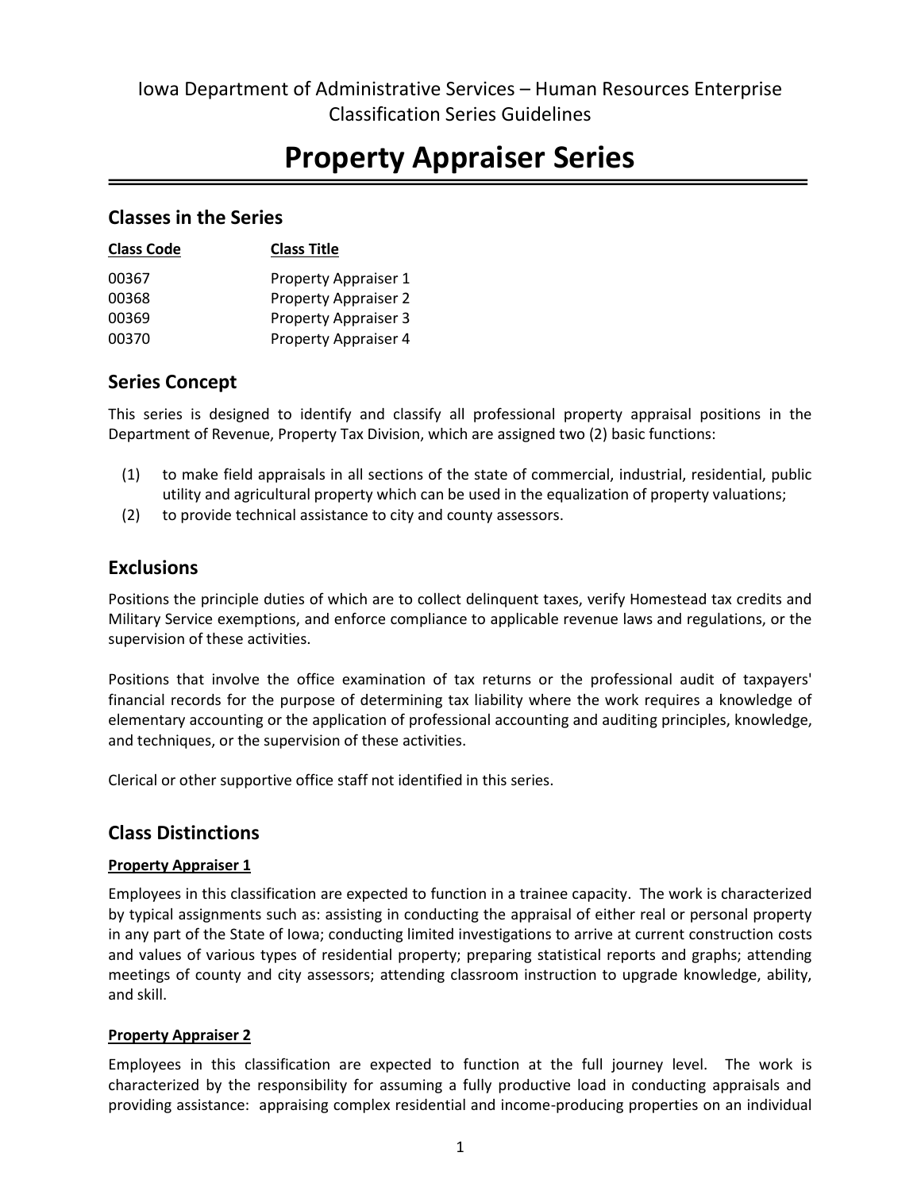Iowa Department of Administrative Services – Human Resources Enterprise
Classification Series Guidelines

# Property Appraiser Series

## Classes in the Series

| Class Code | Class Title |
| --- | --- |
| 00367 | Property Appraiser 1 |
| 00368 | Property Appraiser 2 |
| 00369 | Property Appraiser 3 |
| 00370 | Property Appraiser 4 |

## Series Concept

This series is designed to identify and classify all professional property appraisal positions in the Department of Revenue, Property Tax Division, which are assigned two (2) basic functions:

(1) to make field appraisals in all sections of the state of commercial, industrial, residential, public utility and agricultural property which can be used in the equalization of property valuations;
(2) to provide technical assistance to city and county assessors.

## Exclusions

Positions the principle duties of which are to collect delinquent taxes, verify Homestead tax credits and Military Service exemptions, and enforce compliance to applicable revenue laws and regulations, or the supervision of these activities.

Positions that involve the office examination of tax returns or the professional audit of taxpayers' financial records for the purpose of determining tax liability where the work requires a knowledge of elementary accounting or the application of professional accounting and auditing principles, knowledge, and techniques, or the supervision of these activities.

Clerical or other supportive office staff not identified in this series.

## Class Distinctions

### Property Appraiser 1

Employees in this classification are expected to function in a trainee capacity. The work is characterized by typical assignments such as: assisting in conducting the appraisal of either real or personal property in any part of the State of Iowa; conducting limited investigations to arrive at current construction costs and values of various types of residential property; preparing statistical reports and graphs; attending meetings of county and city assessors; attending classroom instruction to upgrade knowledge, ability, and skill.

### Property Appraiser 2

Employees in this classification are expected to function at the full journey level. The work is characterized by the responsibility for assuming a fully productive load in conducting appraisals and providing assistance: appraising complex residential and income-producing properties on an individual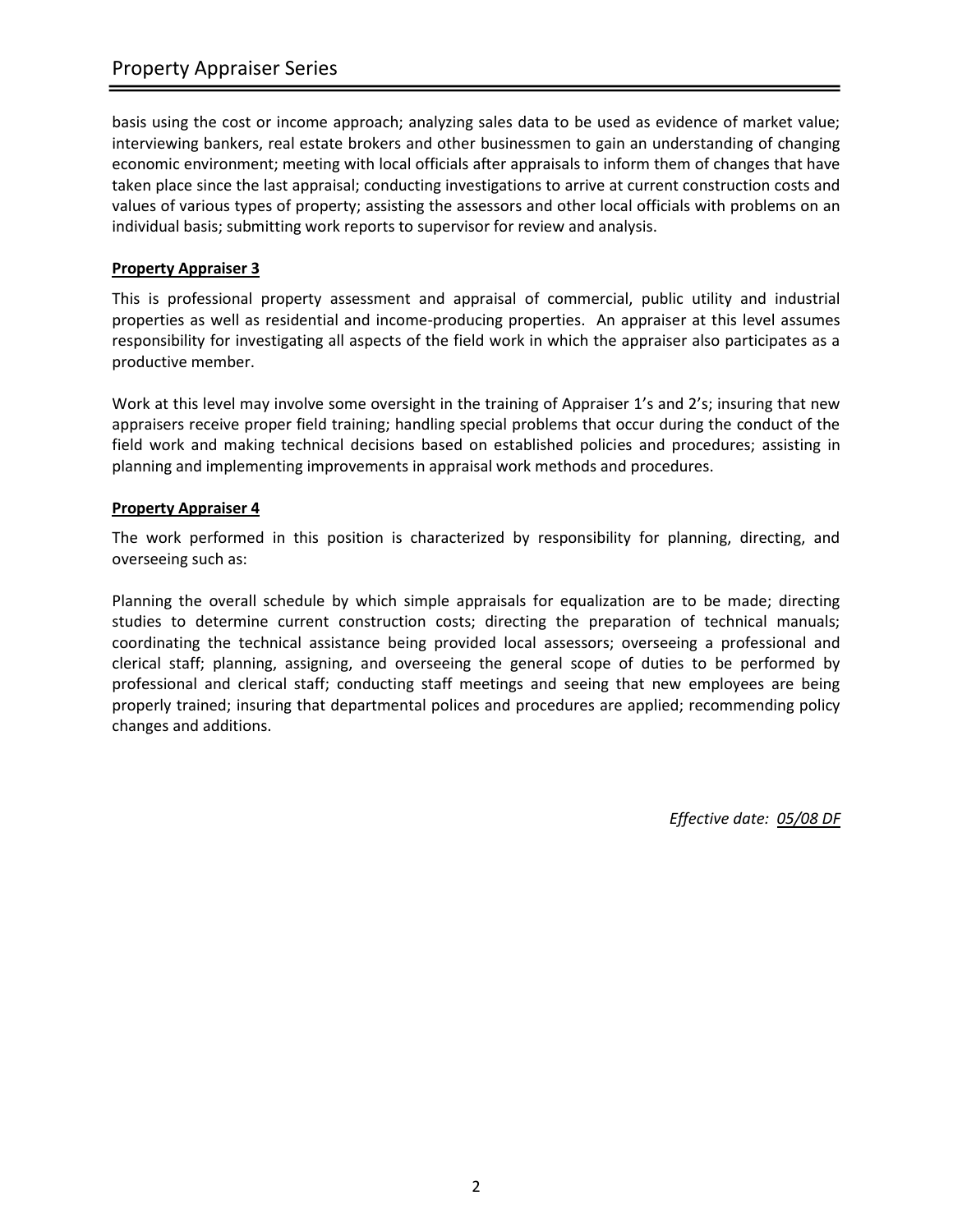basis using the cost or income approach; analyzing sales data to be used as evidence of market value; interviewing bankers, real estate brokers and other businessmen to gain an understanding of changing economic environment; meeting with local officials after appraisals to inform them of changes that have taken place since the last appraisal; conducting investigations to arrive at current construction costs and values of various types of property; assisting the assessors and other local officials with problems on an individual basis; submitting work reports to supervisor for review and analysis.

**Property Appraiser 3**

This is professional property assessment and appraisal of commercial, public utility and industrial properties as well as residential and income-producing properties. An appraiser at this level assumes responsibility for investigating all aspects of the field work in which the appraiser also participates as a productive member.

Work at this level may involve some oversight in the training of Appraiser 1's and 2's; insuring that new appraisers receive proper field training; handling special problems that occur during the conduct of the field work and making technical decisions based on established policies and procedures; assisting in planning and implementing improvements in appraisal work methods and procedures.

**Property Appraiser 4**

The work performed in this position is characterized by responsibility for planning, directing, and overseeing such as:

Planning the overall schedule by which simple appraisals for equalization are to be made; directing studies to determine current construction costs; directing the preparation of technical manuals; coordinating the technical assistance being provided local assessors; overseeing a professional and clerical staff; planning, assigning, and overseeing the general scope of duties to be performed by professional and clerical staff; conducting staff meetings and seeing that new employees are being properly trained; insuring that departmental polices and procedures are applied; recommending policy changes and additions.

*Effective date: 05/08 DF*